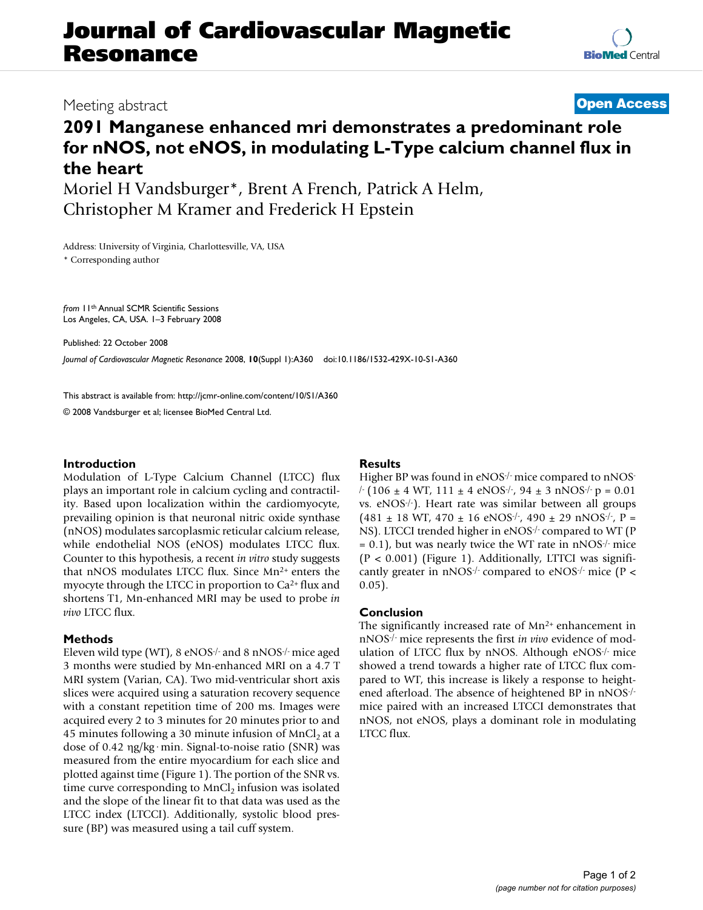# Journal of Cardiovascular Magnetic Resonance

Meeting abstract

**Open Access**

## 2091 Manganese enhanced mri demonstrates a predominant role for nNOS, not eNOS, in modulating L-Type calcium channel flux in the heart

Moriel H Vandsburger*, Brent A French, Patrick A Helm, Christopher M Kramer and Frederick H Epstein

Address: University of Virginia, Charlottesville, VA, USA

\* Corresponding author

*from* 11th Annual SCMR Scientific Sessions
Los Angeles, CA, USA. 1–3 February 2008

Published: 22 October 2008

*Journal of Cardiovascular Magnetic Resonance* 2008, **10**(Suppl 1):A360 doi:10.1186/1532-429X-10-S1-A360

This abstract is available from: http://jcmr-online.com/content/10/S1/A360

© 2008 Vandsburger et al; licensee BioMed Central Ltd.

### Introduction

Modulation of L-Type Calcium Channel (LTCC) flux plays an important role in calcium cycling and contractility. Based upon localization within the cardiomyocyte, prevailing opinion is that neuronal nitric oxide synthase (nNOS) modulates sarcoplasmic reticular calcium release, while endothelial NOS (eNOS) modulates LTCC flux. Counter to this hypothesis, a recent *in vitro* study suggests that nNOS modulates LTCC flux. Since $Mn^{2+}$ enters the myocyte through the LTCC in proportion to $Ca^{2+}$ flux and shortens T1, Mn-enhanced MRI may be used to probe *in vivo* LTCC flux.

### Methods

Eleven wild type (WT), 8 $eNOS^{-/-}$ and 8 $nNOS^{-/-}$ mice aged 3 months were studied by Mn-enhanced MRI on a 4.7 T MRI system (Varian, CA). Two mid-ventricular short axis slices were acquired using a saturation recovery sequence with a constant repetition time of 200 ms. Images were acquired every 2 to 3 minutes for 20 minutes prior to and 45 minutes following a 30 minute infusion of $MnCl_2$ at a dose of 0.42 ηg/kg · min. Signal-to-noise ratio (SNR) was measured from the entire myocardium for each slice and plotted against time (Figure 1). The portion of the SNR vs. time curve corresponding to $MnCl_2$ infusion was isolated and the slope of the linear fit to that data was used as the LTCC index (LTCCI). Additionally, systolic blood pressure (BP) was measured using a tail cuff system.

### Results

Higher BP was found in $eNOS^{-/-}$ mice compared to $nNOS^{-/-}$ (106 ± 4 WT, 111 ± 4 $eNOS^{-/-}$, 94 ± 3 $nNOS^{-/-}$ p = 0.01 vs. $eNOS^{-/-}$). Heart rate was similar between all groups (481 ± 18 WT, 470 ± 16 $eNOS^{-/-}$, 490 ± 29 $nNOS^{-/-}$, P = NS). LTCCI trended higher in $eNOS^{-/-}$ compared to WT (P = 0.1), but was nearly twice the WT rate in $nNOS^{-/-}$ mice ($P < 0.001$) (Figure 1). Additionally, LTTCI was significantly greater in $nNOS^{-/-}$ compared to $eNOS^{-/-}$ mice ($P < 0.05$).

### Conclusion

The significantly increased rate of $Mn^{2+}$ enhancement in $nNOS^{-/-}$ mice represents the first *in vivo* evidence of modulation of LTCC flux by nNOS. Although $eNOS^{-/-}$ mice showed a trend towards a higher rate of LTCC flux compared to WT, this increase is likely a response to heightened afterload. The absence of heightened BP in $nNOS^{-/-}$ mice paired with an increased LTCCI demonstrates that nNOS, not eNOS, plays a dominant role in modulating LTCC flux.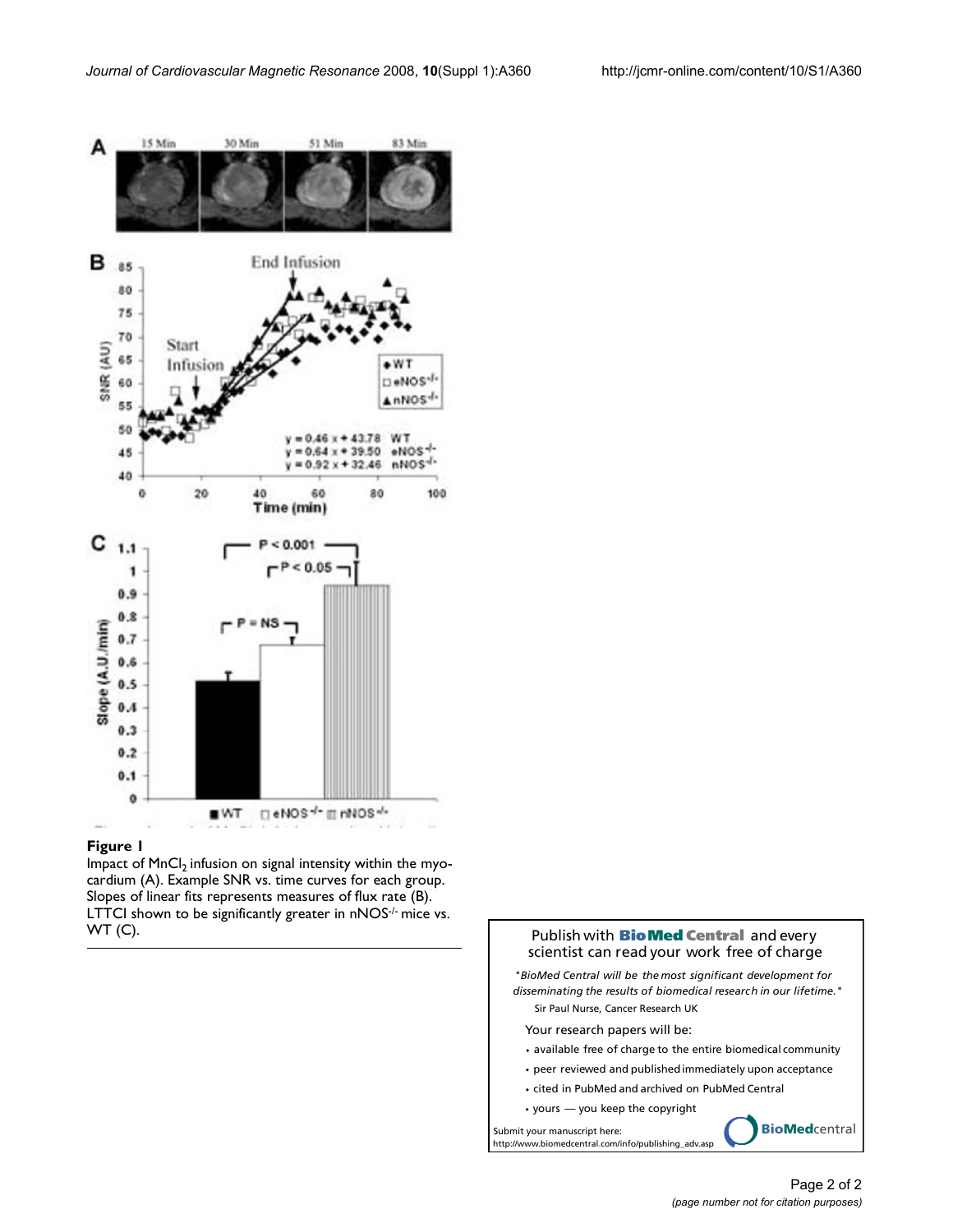A
15 Min
30 Min
51 Min
83 Min

B
End Infusion
Start Infusion
SNR (AU)
Time (min)
◆WT
□eNOS$^{-/-}$
▲nNOS$^{-/-}$
y = 0.46 x + 43.78 WT
y = 0.64 x + 39.50 eNOS$^{-/-}$
y = 0.92 x + 32.46 nNOS$^{-/-}$

C
P < 0.001
P < 0.05
P = NS
Slope (A.U./min)
■WT □eNOS$^{-/-}$ ▥nNOS$^{-/-}$

**Figure 1**

Impact of $MnCl_2$ infusion on signal intensity within the myocardium (A). Example SNR vs. time curves for each group. Slopes of linear fits represents measures of flux rate (B). LTTCI shown to be significantly greater in nNOS$^{-/-}$ mice vs. WT (C).

Publish with **BioMed Central** and every scientist can read your work free of charge

*"BioMed Central will be the most significant development for disseminating the results of biomedical research in our lifetime."*

Sir Paul Nurse, Cancer Research UK

Your research papers will be:

- available free of charge to the entire biomedical community
- peer reviewed and published immediately upon acceptance
- cited in PubMed and archived on PubMed Central
- yours — you keep the copyright

Submit your manuscript here:
http://www.biomedcentral.com/info/publishing_adv.asp

BioMedcentral